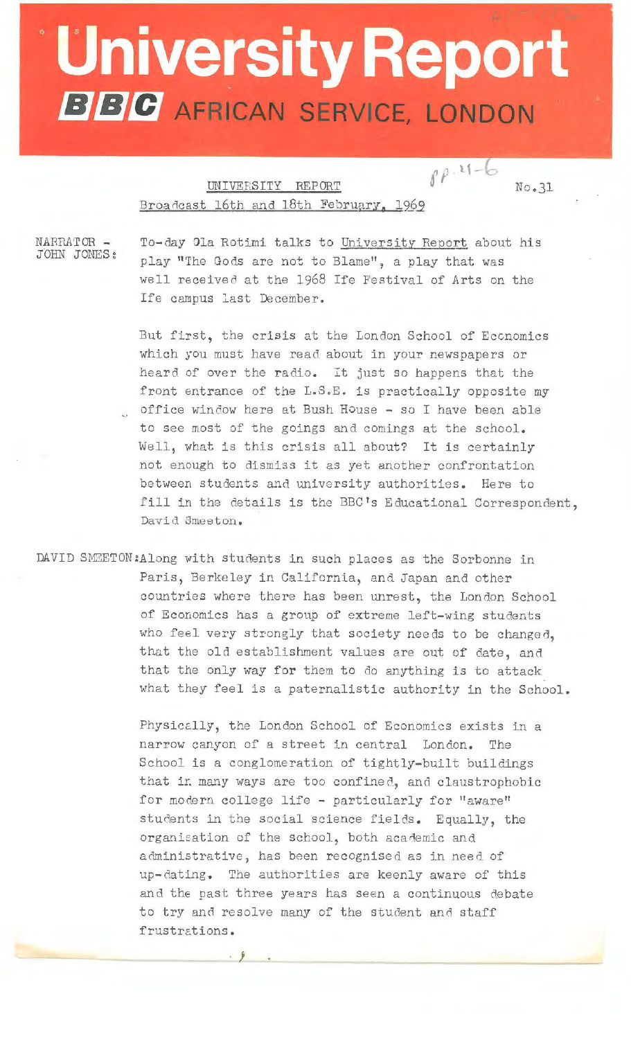# University Report

**BBC AFRICAN SERVICE, LONDON**

UNIVERSITY REPORT — No.31

Broadcast 16th and 18th February, 1969

NARRATOR - JOHN JONES: To-day Ola Rotimi talks to *University Report* about his play "The Gods are not to Blame", a play that was well received at the 1968 Ife Festival of Arts on the Ife campus last December.

But first, the crisis at the London School of Economics which you must have read about in your newspapers or heard of over the radio. It just so happens that the front entrance of the L.S.E. is practically opposite my office window here at Bush House - so I have been able to see most of the goings and comings at the school. Well, what is this crisis all about? It is certainly not enough to dismiss it as yet another confrontation between students and university authorities. Here to fill in the details is the BBC's Educational Correspondent, David Smeeton.

DAVID SMEETON: Along with students in such places as the Sorbonne in Paris, Berkeley in California, and Japan and other countries where there has been unrest, the London School of Economics has a group of extreme left-wing students who feel very strongly that society needs to be changed, that the old establishment values are out of date, and that the only way for them to do anything is to attack what they feel is a paternalistic authority in the School.

Physically, the London School of Economics exists in a narrow canyon of a street in central London. The School is a conglomeration of tightly-built buildings that in many ways are too confined, and claustrophobic for modern college life - particularly for "aware" students in the social science fields. Equally, the organisation of the school, both academic and administrative, has been recognised as in need of up-dating. The authorities are keenly aware of this and the past three years has seen a continuous debate to try and resolve many of the student and staff frustrations.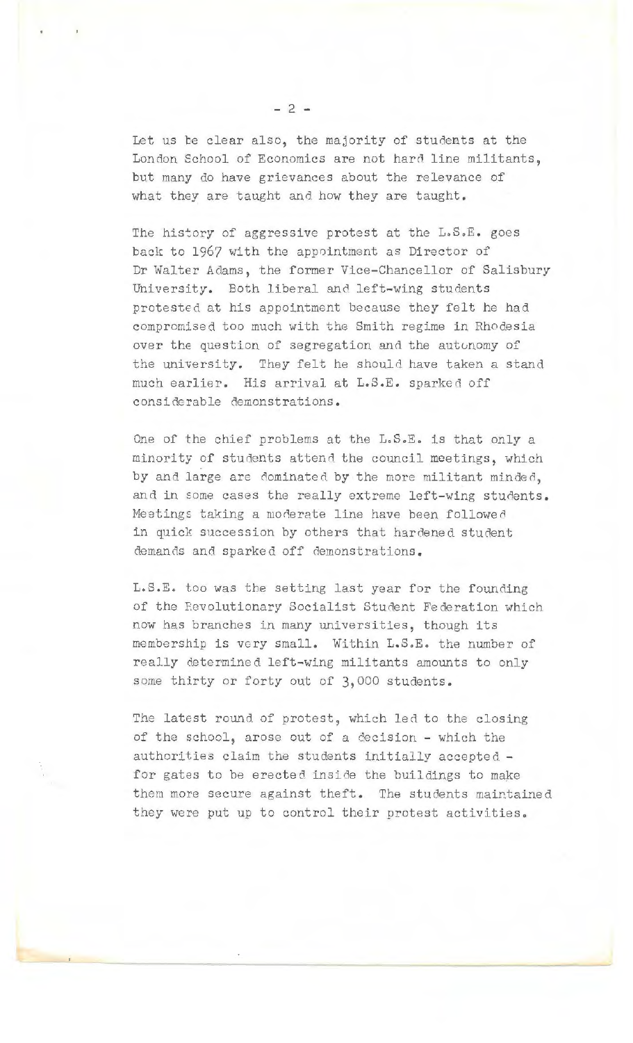Let us be clear also, the majority of students at the London School of Economics are not hard line militants, but many do have grievances about the relevance of what they are taught and how they are taught.

The history of aggressive protest at the L.S.E. goes back to 1967 with the appointment as Director of Dr Walter Adams, the former Vice-Chancellor of Salisbury University. Both liberal and left-wing students protested at his appointment because they felt he had compromised too much with the Smith regime in Rhodesia over the question of segregation and the autonomy of the university. They felt he should have taken a stand much earlier. His arrival at L.S.E. sparked off considerable demonstrations.

One of the chief problems at the L.S.E. is that only a minority of students attend the council meetings, which by and large are dominated by the more militant minded, and in some cases the really extreme left-wing students. Meetings taking a moderate line have been followed in quick succession by others that hardened student demands and sparked off demonstrations.

L.S.E. too was the setting last year for the founding of the Revolutionary Socialist Student Federation which now has branches in many universities, though its membership is very small. Within L.S.E. the number of really determined left-wing militants amounts to only some thirty or forty out of 3,000 students.

The latest round of protest, which led to the closing of the school, arose out of a decision - which the authorities claim the students initially accepted - for gates to be erected inside the buildings to make them more secure against theft. The students maintained they were put up to control their protest activities.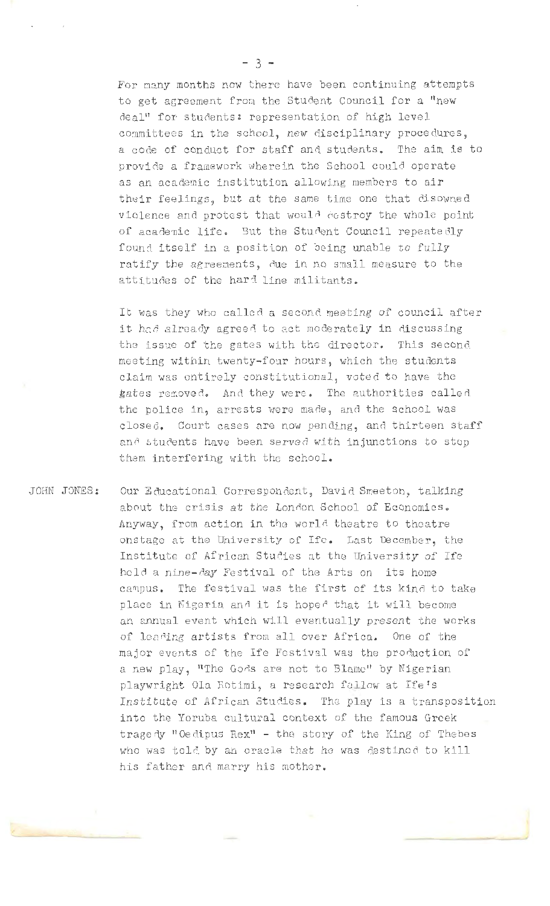For many months now there have been continuing attempts to get agreement from the Student Council for a "new deal" for students: representation of high level committees in the school, new disciplinary procedures, a code of conduct for staff and students. The aim is to provide a framework wherein the School could operate as an academic institution allowing members to air their feelings, but at the same time one that disowned violence and protest that would destroy the whole point of academic life. But the Student Council repeatedly found itself in a position of being unable to fully ratify the agreements, due in no small measure to the attitudes of the hard line militants.

It was they who called a second meeting of council after it had already agreed to act moderately in discussing the issue of the gates with the director. This second meeting within twenty-four hours, which the students claim was entirely constitutional, voted to have the gates removed. And they were. The authorities called the police in, arrests were made, and the school was closed. Court cases are now pending, and thirteen staff and students have been served with injunctions to stop them interfering with the school.

JOHN JONES: Our Educational Correspondent, David Smeeton, talking about the crisis at the London School of Economics. Anyway, from action in the world theatre to theatre onstage at the University of Ife. Last December, the Institute of African Studies at the University of Ife held a nine-day Festival of the Arts on its home campus. The festival was the first of its kind to take place in Nigeria and it is hoped that it will become an annual event which will eventually present the works of leading artists from all over Africa. One of the major events of the Ife Festival was the production of a new play, "The Gods are not to Blame" by Nigerian playwright Ola Rotimi, a research fellow at Ife's Institute of African Studies. The play is a transposition into the Yoruba cultural context of the famous Greek tragedy "Oedipus Rex" - the story of the King of Thebes who was told by an oracle that he was destined to kill his father and marry his mother.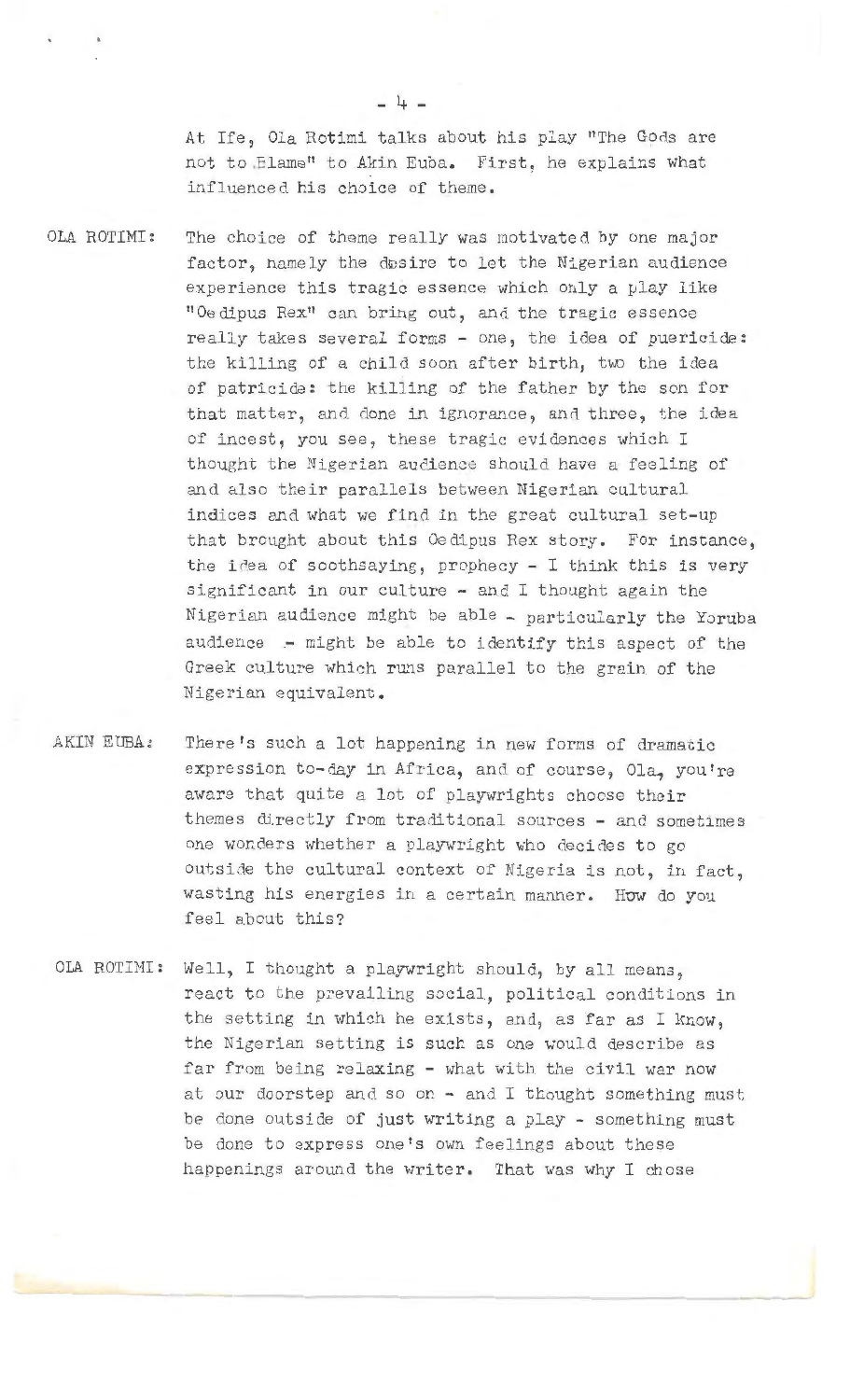At Ife, Ola Rotimi talks about his play "The Gods are not to Blame" to Akin Euba. First, he explains what influenced his choice of theme.

**OLA ROTIMI:** The choice of theme really was motivated by one major factor, namely the desire to let the Nigerian audience experience this tragic essence which only a play like "Oedipus Rex" can bring out, and the tragic essence really takes several forms - one, the idea of puericide: the killing of a child soon after birth, two the idea of patricide: the killing of the father by the son for that matter, and done in ignorance, and three, the idea of incest, you see, these tragic evidences which I thought the Nigerian audience should have a feeling of and also their parallels between Nigerian cultural indices and what we find in the great cultural set-up that brought about this Oedipus Rex story. For instance, the idea of soothsaying, prophecy - I think this is very significant in our culture - and I thought again the Nigerian audience might be able - particularly the Yoruba audience - might be able to identify this aspect of the Greek culture which runs parallel to the grain of the Nigerian equivalent.

**AKIN EUBA:** There's such a lot happening in new forms of dramatic expression to-day in Africa, and of course, Ola, you're aware that quite a lot of playwrights choose their themes directly from traditional sources - and sometimes one wonders whether a playwright who decides to go outside the cultural context of Nigeria is not, in fact, wasting his energies in a certain manner. How do you feel about this?

**OLA ROTIMI:** Well, I thought a playwright should, by all means, react to the prevailing social, political conditions in the setting in which he exists, and, as far as I know, the Nigerian setting is such as one would describe as far from being relaxing - what with the civil war now at our doorstep and so on - and I thought something must be done outside of just writing a play - something must be done to express one's own feelings about these happenings around the writer. That was why I chose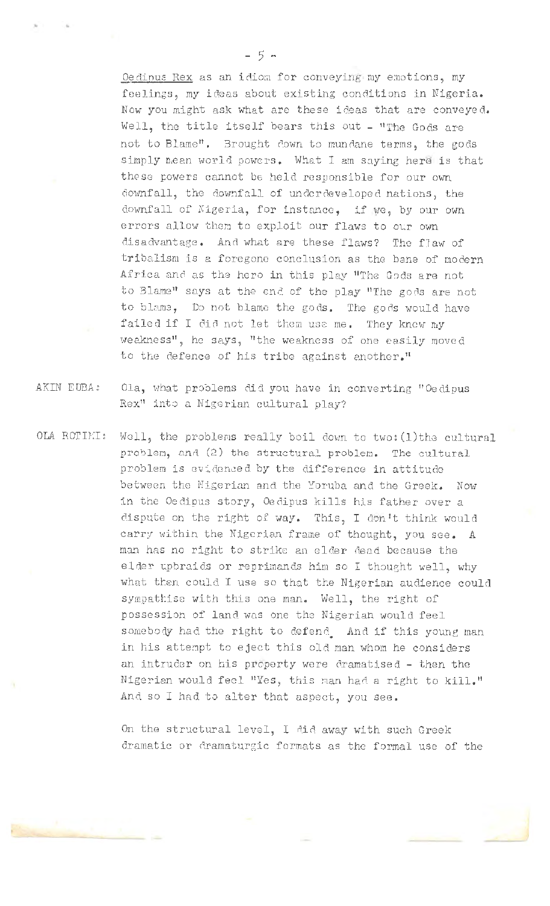*Oedipus Rex* as an idiom for conveying my emotions, my feelings, my ideas about existing conditions in Nigeria. Now you might ask what are these ideas that are conveyed. Well, the title itself bears this out - "The Gods are not to Blame". Brought down to mundane terms, the gods simply mean world powers. What I am saying here is that these powers cannot be held responsible for our own downfall, the downfall of underdeveloped nations, the downfall of Nigeria, for instance, if we, by our own errors allow them to exploit our flaws to our own disadvantage. And what are these flaws? The flaw of tribalism is a foregone conclusion as the bane of modern Africa and as the hero in this play "The Gods are not to Blame" says at the end of the play "The gods are not to blame, Do not blame the gods. The gods would have failed if I did not let them use me. They knew my weakness", he says, "the weakness of one easily moved to the defence of his tribe against another."

AKIN EUBA: Ola, what problems did you have in converting "Oedipus Rex" into a Nigerian cultural play?

OLA ROTIMI: Well, the problems really boil down to two: (1) the cultural problem, and (2) the structural problem. The cultural problem is evidenced by the difference in attitude between the Nigerian and the Yoruba and the Greek. Now in the Oedipus story, Oedipus kills his father over a dispute on the right of way. This, I don't think would carry within the Nigerian frame of thought, you see. A man has no right to strike an elder dead because the elder upbraids or reprimands him so I thought well, why what then could I use so that the Nigerian audience could sympathise with this one man. Well, the right of possession of land was one the Nigerian would feel somebody had the right to defend. And if this young man in his attempt to eject this old man whom he considers an intruder on his property were dramatised - then the Nigerian would feel "Yes, this man had a right to kill." And so I had to alter that aspect, you see.

On the structural level, I did away with such Greek dramatic or dramaturgic formats as the formal use of the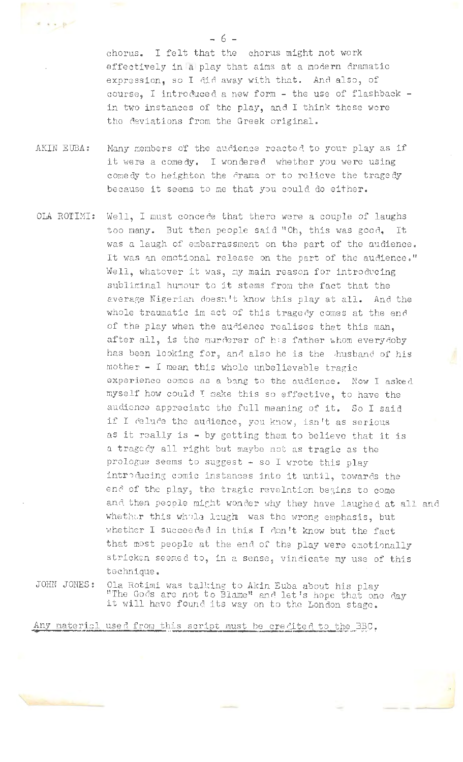chorus. I felt that the chorus might not work effectively in a play that aims at a modern dramatic expression, so I did away with that. And also, of course, I introduced a new form - the use of flashback - in two instances of the play, and I think these were the deviations from the Greek original.

AKIN EUBA: Many members of the audience reacted to your play as if it were a comedy. I wondered whether you were using comedy to heighten the drama or to relieve the tragedy because it seems to me that you could do either.

OLA ROTIMI: Well, I must concede that there were a couple of laughs too many. But then people said "Oh, this was good, It was a laugh of embarrassment on the part of the audience. It was an emotional release on the part of the audience." Well, whatever it was, my main reason for introducing subliminal humour to it stems from the fact that the average Nigerian doesn't know this play at all. And the whole traumatic impact of this tragedy comes at the end of the play when the audience realises that this man, after all, is the murderer of his father whom everybody has been looking for, and also he is the husband of his mother - I mean this whole unbelievable tragic experience comes as a bang to the audience. Now I asked myself how could I make this so effective, to have the audience appreciate the full meaning of it. So I said if I delude the audience, you know, isn't as serious as it really is - by getting them to believe that it is a tragedy all right but maybe not as tragic as the prologue seems to suggest - so I wrote this play introducing comic instances into it until, towards the end of the play, the tragic revelation begins to come and then people might wonder why they have laughed at all and whether this whole laugh was the wrong emphasis, but whether I succeeded in this I don't know but the fact that most people at the end of the play were emotionally stricken seemed to, in a sense, vindicate my use of this technique.

JOHN JONES: Ola Rotimi was talking to Akin Euba about his play "The Gods are not to Blame" and let's hope that one day it will have found its way on to the London stage.

Any material used from this script must be credited to the BBC.